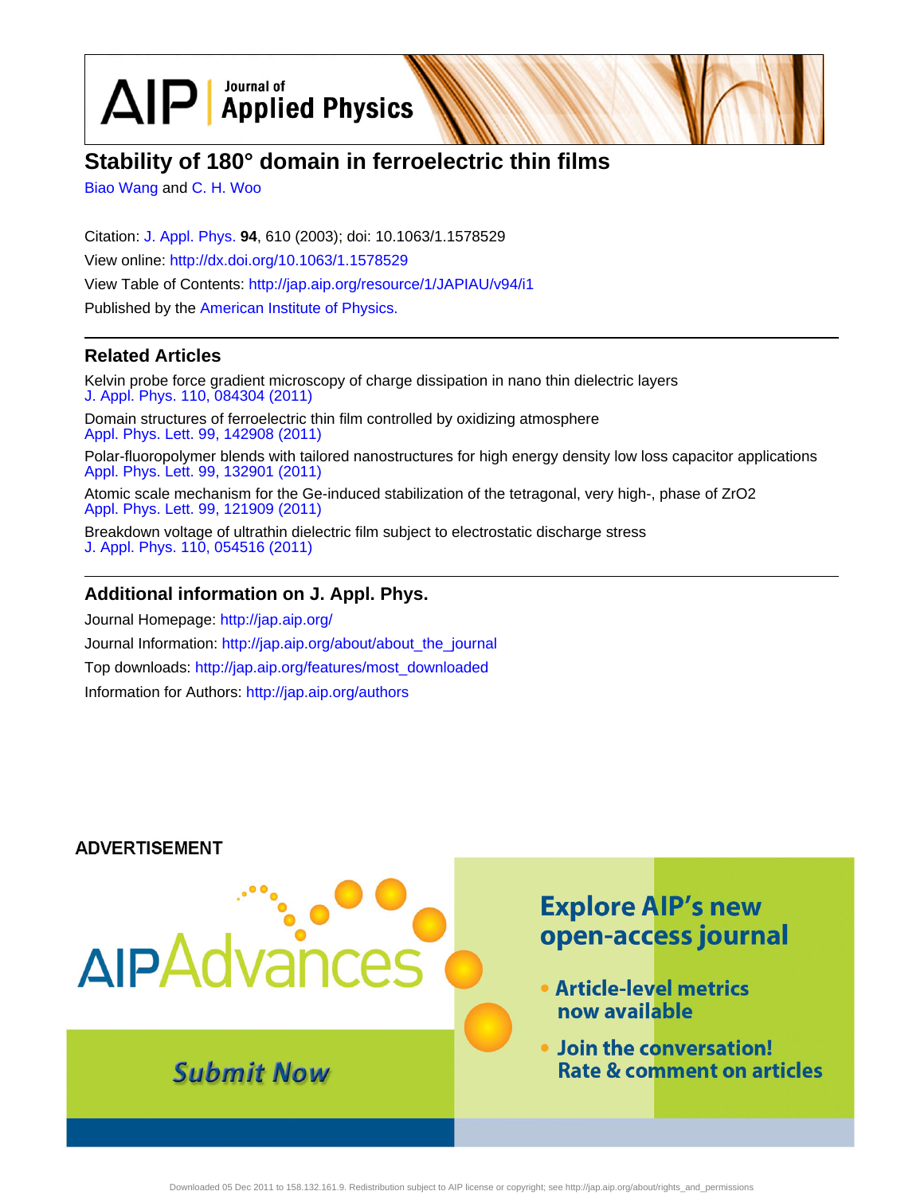# Stability of 180° domain in ferroelectric thin films

Biao Wang and C. H. Woo

Citation: J. Appl. Phys. **94**, 610 (2003); doi: 10.1063/1.1578529

View online: http://dx.doi.org/10.1063/1.1578529

View Table of Contents: http://jap.aip.org/resource/1/JAPIAU/v94/i1

Published by the American Institute of Physics.

## Related Articles

Kelvin probe force gradient microscopy of charge dissipation in nano thin dielectric layers
J. Appl. Phys. 110, 084304 (2011)

Domain structures of ferroelectric thin film controlled by oxidizing atmosphere
Appl. Phys. Lett. 99, 142908 (2011)

Polar-fluoropolymer blends with tailored nanostructures for high energy density low loss capacitor applications
Appl. Phys. Lett. 99, 132901 (2011)

Atomic scale mechanism for the Ge-induced stabilization of the tetragonal, very high-, phase of ZrO2
Appl. Phys. Lett. 99, 121909 (2011)

Breakdown voltage of ultrathin dielectric film subject to electrostatic discharge stress
J. Appl. Phys. 110, 054516 (2011)

## Additional information on J. Appl. Phys.

Journal Homepage: http://jap.aip.org/

Journal Information: http://jap.aip.org/about/about_the_journal

Top downloads: http://jap.aip.org/features/most_downloaded

Information for Authors: http://jap.aip.org/authors

ADVERTISEMENT

AIPAdvances

Submit Now

Explore AIP's new open-access journal

- Article-level metrics now available
- Join the conversation! Rate & comment on articles

Downloaded 05 Dec 2011 to 158.132.161.9. Redistribution subject to AIP license or copyright; see http://jap.aip.org/about/rights_and_permissions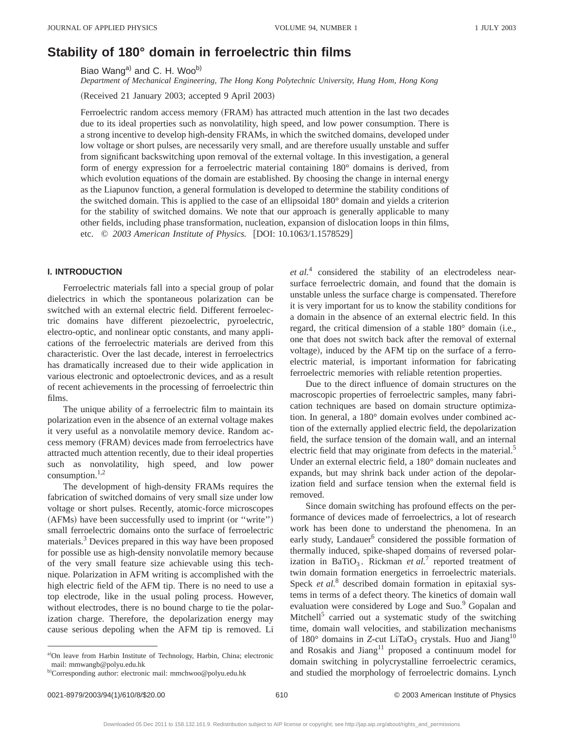# Stability of 180° domain in ferroelectric thin films

Biao Wang[a] and C. H. Woo[b]

*Department of Mechanical Engineering, The Hong Kong Polytechnic University, Hung Hom, Hong Kong*

(Received 21 January 2003; accepted 9 April 2003)

Ferroelectric random access memory (FRAM) has attracted much attention in the last two decades due to its ideal properties such as nonvolatility, high speed, and low power consumption. There is a strong incentive to develop high-density FRAMs, in which the switched domains, developed under low voltage or short pulses, are necessarily very small, and are therefore usually unstable and suffer from significant backswitching upon removal of the external voltage. In this investigation, a general form of energy expression for a ferroelectric material containing 180° domains is derived, from which evolution equations of the domain are established. By choosing the change in internal energy as the Liapunov function, a general formulation is developed to determine the stability conditions of the switched domain. This is applied to the case of an ellipsoidal 180° domain and yields a criterion for the stability of switched domains. We note that our approach is generally applicable to many other fields, including phase transformation, nucleation, expansion of dislocation loops in thin films, etc. © *2003 American Institute of Physics.* [DOI: 10.1063/1.1578529]

## I. INTRODUCTION

Ferroelectric materials fall into a special group of polar dielectrics in which the spontaneous polarization can be switched with an external electric field. Different ferroelectric domains have different piezoelectric, pyroelectric, electro-optic, and nonlinear optic constants, and many applications of the ferroelectric materials are derived from this characteristic. Over the last decade, interest in ferroelectrics has dramatically increased due to their wide application in various electronic and optoelectronic devices, and as a result of recent achievements in the processing of ferroelectric thin films.

The unique ability of a ferroelectric film to maintain its polarization even in the absence of an external voltage makes it very useful as a nonvolatile memory device. Random access memory (FRAM) devices made from ferroelectrics have attracted much attention recently, due to their ideal properties such as nonvolatility, high speed, and low power consumption.[1,2]

The development of high-density FRAMs requires the fabrication of switched domains of very small size under low voltage or short pulses. Recently, atomic-force microscopes (AFMs) have been successfully used to imprint (or "write") small ferroelectric domains onto the surface of ferroelectric materials.[3] Devices prepared in this way have been proposed for possible use as high-density nonvolatile memory because of the very small feature size achievable using this technique. Polarization in AFM writing is accomplished with the high electric field of the AFM tip. There is no need to use a top electrode, like in the usual poling process. However, without electrodes, there is no bound charge to tie the polarization charge. Therefore, the depolarization energy may cause serious depoling when the AFM tip is removed. Li *et al.*[4] considered the stability of an electrodeless near-surface ferroelectric domain, and found that the domain is unstable unless the surface charge is compensated. Therefore it is very important for us to know the stability conditions for a domain in the absence of an external electric field. In this regard, the critical dimension of a stable 180° domain (i.e., one that does not switch back after the removal of external voltage), induced by the AFM tip on the surface of a ferroelectric material, is important information for fabricating ferroelectric memories with reliable retention properties.

Due to the direct influence of domain structures on the macroscopic properties of ferroelectric samples, many fabrication techniques are based on domain structure optimization. In general, a 180° domain evolves under combined action of the externally applied electric field, the depolarization field, the surface tension of the domain wall, and an internal electric field that may originate from defects in the material.[5] Under an external electric field, a 180° domain nucleates and expands, but may shrink back under action of the depolarization field and surface tension when the external field is removed.

Since domain switching has profound effects on the performance of devices made of ferroelectrics, a lot of research work has been done to understand the phenomena. In an early study, Landauer[6] considered the possible formation of thermally induced, spike-shaped domains of reversed polarization in $BaTiO_3$. Rickman *et al.*[7] reported treatment of twin domain formation energetics in ferroelectric materials. Speck *et al.*[8] described domain formation in epitaxial systems in terms of a defect theory. The kinetics of domain wall evaluation were considered by Loge and Suo.[9] Gopalan and Mitchell[5] carried out a systematic study of the switching time, domain wall velocities, and stabilization mechanisms of 180° domains in *Z*-cut $LiTaO_3$ crystals. Huo and Jiang[10] and Rosakis and Jiang[11] proposed a continuum model for domain switching in polycrystalline ferroelectric ceramics, and studied the morphology of ferroelectric domains. Lynch

---

[a] On leave from Harbin Institute of Technology, Harbin, China; electronic mail: mmwangb@polyu.edu.hk

[b] Corresponding author: electronic mail: mmchwoo@polyu.edu.hk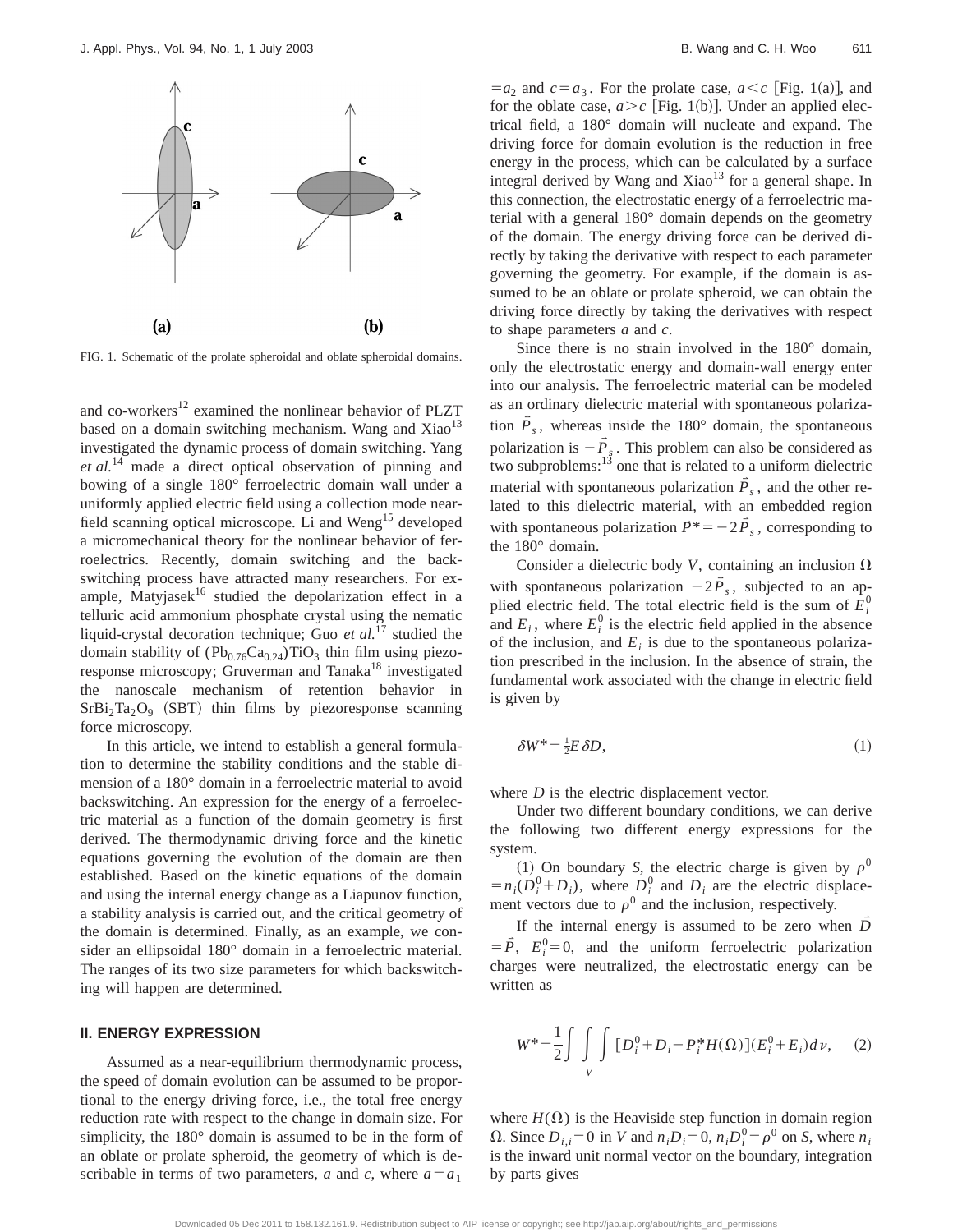FIG. 1. Schematic of the prolate spheroidal and oblate spheroidal domains.

and co-workers[12] examined the nonlinear behavior of PLZT based on a domain switching mechanism. Wang and Xiao[13] investigated the dynamic process of domain switching. Yang *et al.*[14] made a direct optical observation of pinning and bowing of a single 180° ferroelectric domain wall under a uniformly applied electric field using a collection mode near-field scanning optical microscope. Li and Weng[15] developed a micromechanical theory for the nonlinear behavior of ferroelectrics. Recently, domain switching and the back-switching process have attracted many researchers. For example, Matyjasek[16] studied the depolarization effect in a telluric acid ammonium phosphate crystal using the nematic liquid-crystal decoration technique; Guo *et al.*[17] studied the domain stability of $(Pb_{0.76}Ca_{0.24})TiO_3$ thin film using piezoresponse microscopy; Gruverman and Tanaka[18] investigated the nanoscale mechanism of retention behavior in $SrBi_2Ta_2O_9$ (SBT) thin films by piezoresponse scanning force microscopy.

In this article, we intend to establish a general formulation to determine the stability conditions and the stable dimension of a 180° domain in a ferroelectric material to avoid backswitching. An expression for the energy of a ferroelectric material as a function of the domain geometry is first derived. The thermodynamic driving force and the kinetic equations governing the evolution of the domain are then established. Based on the kinetic equations of the domain and using the internal energy change as a Liapunov function, a stability analysis is carried out, and the critical geometry of the domain is determined. Finally, as an example, we consider an ellipsoidal 180° domain in a ferroelectric material. The ranges of its two size parameters for which backswitching will happen are determined.

## II. ENERGY EXPRESSION

Assumed as a near-equilibrium thermodynamic process, the speed of domain evolution can be assumed to be proportional to the energy driving force, i.e., the total free energy reduction rate with respect to the change in domain size. For simplicity, the 180° domain is assumed to be in the form of an oblate or prolate spheroid, the geometry of which is describable in terms of two parameters, $a$ and $c$, where $a=a_1=a_2$ and $c=a_3$. For the prolate case, $a<c$ [Fig. 1(a)], and for the oblate case, $a>c$ [Fig. 1(b)]. Under an applied electrical field, a 180° domain will nucleate and expand. The driving force for domain evolution is the reduction in free energy in the process, which can be calculated by a surface integral derived by Wang and Xiao[13] for a general shape. In this connection, the electrostatic energy of a ferroelectric material with a general 180° domain depends on the geometry of the domain. The energy driving force can be derived directly by taking the derivative with respect to each parameter governing the geometry. For example, if the domain is assumed to be an oblate or prolate spheroid, we can obtain the driving force directly by taking the derivatives with respect to shape parameters $a$ and $c$.

Since there is no strain involved in the 180° domain, only the electrostatic energy and domain-wall energy enter into our analysis. The ferroelectric material can be modeled as an ordinary dielectric material with spontaneous polarization $\vec{P}_s$, whereas inside the 180° domain, the spontaneous polarization is $-\vec{P}_s$. This problem can also be considered as two subproblems:[13] one that is related to a uniform dielectric material with spontaneous polarization $\vec{P}_s$, and the other related to this dielectric material, with an embedded region with spontaneous polarization $\vec{P}^*=-2\vec{P}_s$, corresponding to the 180° domain.

Consider a dielectric body $V$, containing an inclusion $\Omega$ with spontaneous polarization $-2\vec{P}_s$, subjected to an applied electric field. The total electric field is the sum of $E_i^0$ and $E_i$, where $E_i^0$ is the electric field applied in the absence of the inclusion, and $E_i$ is due to the spontaneous polarization prescribed in the inclusion. In the absence of strain, the fundamental work associated with the change in electric field is given by

$$\delta W^* = \tfrac{1}{2} E\, \delta D, \tag{1}$$

where $D$ is the electric displacement vector.

Under two different boundary conditions, we can derive the following two different energy expressions for the system.

(1) On boundary $S$, the electric charge is given by $\rho^0 = n_i(D_i^0 + D_i)$, where $D_i^0$ and $D_i$ are the electric displacement vectors due to $\rho^0$ and the inclusion, respectively.

If the internal energy is assumed to be zero when $\vec{D} = \vec{P}$, $E_i^0=0$, and the uniform ferroelectric polarization charges were neutralized, the electrostatic energy can be written as

$$W^* = \frac{1}{2}\int\int\int_V [D_i^0 + D_i - P_i^* H(\Omega)](E_i^0 + E_i)\, d\nu, \tag{2}$$

where $H(\Omega)$ is the Heaviside step function in domain region $\Omega$. Since $D_{i,i}=0$ in $V$ and $n_i D_i = 0$, $n_i D_i^0 = \rho^0$ on $S$, where $n_i$ is the inward unit normal vector on the boundary, integration by parts gives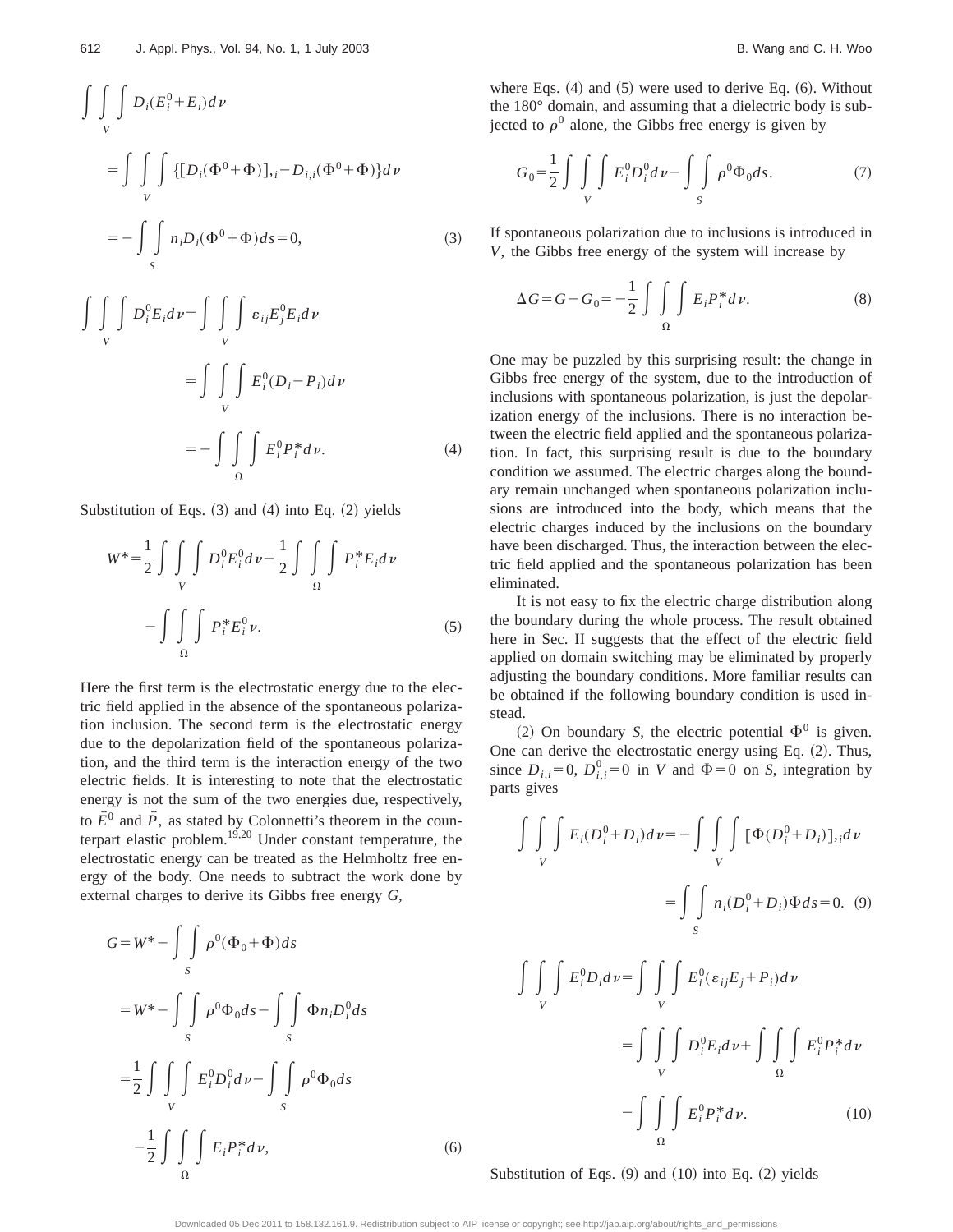$$
\begin{aligned}
&\int\int_V\int D_i(E_i^0+E_i)d\nu \\
&=\int\int_V\int \{[D_i(\Phi^0+\Phi)]_{,i}-D_{i,i}(\Phi^0+\Phi)\}d\nu \\
&=-\int\int_S n_iD_i(\Phi^0+\Phi)ds=0,
\end{aligned}
\tag{3}
$$

$$
\begin{aligned}
\int\int_V\int D_i^0E_id\nu&=\int\int_V\int \varepsilon_{ij}E_j^0E_id\nu \\
&=\int\int_V\int E_i^0(D_i-P_i)d\nu \\
&=-\int\int_\Omega\int E_i^0P_i^*d\nu.
\end{aligned}
\tag{4}
$$

Substitution of Eqs. (3) and (4) into Eq. (2) yields

$$
\begin{aligned}
W^*=&\frac{1}{2}\int\int_V\int D_i^0E_i^0d\nu-\frac{1}{2}\int\int_\Omega\int P_i^*E_id\nu \\
&-\int\int_\Omega\int P_i^*E_i^0\nu.
\end{aligned}
\tag{5}
$$

Here the first term is the electrostatic energy due to the electric field applied in the absence of the spontaneous polarization inclusion. The second term is the electrostatic energy due to the depolarization field of the spontaneous polarization, and the third term is the interaction energy of the two electric fields. It is interesting to note that the electrostatic energy is not the sum of the two energies due, respectively, to $\vec{E}^0$ and $\vec{P}$, as stated by Colonnetti's theorem in the counterpart elastic problem.[19,20] Under constant temperature, the electrostatic energy can be treated as the Helmholtz free energy of the body. One needs to subtract the work done by external charges to derive its Gibbs free energy $G$,

$$
\begin{aligned}
G&=W^*-\int\int_S \rho^0(\Phi_0+\Phi)ds \\
&=W^*-\int\int_S \rho^0\Phi_0ds-\int\int_S \Phi n_iD_i^0ds \\
&=\frac{1}{2}\int\int_V\int E_i^0D_i^0d\nu-\int\int_S \rho^0\Phi_0ds \\
&\quad-\frac{1}{2}\int\int_\Omega\int E_iP_i^*d\nu,
\end{aligned}
\tag{6}
$$

where Eqs. (4) and (5) were used to derive Eq. (6). Without the 180° domain, and assuming that a dielectric body is subjected to $\rho^0$ alone, the Gibbs free energy is given by

$$
G_0=\frac{1}{2}\int\int_V\int E_i^0D_i^0d\nu-\int\int_S \rho^0\Phi_0ds.
\tag{7}
$$

If spontaneous polarization due to inclusions is introduced in $V$, the Gibbs free energy of the system will increase by

$$
\Delta G=G-G_0=-\frac{1}{2}\int\int_\Omega\int E_iP_i^*d\nu.
\tag{8}
$$

One may be puzzled by this surprising result: the change in Gibbs free energy of the system, due to the introduction of inclusions with spontaneous polarization, is just the depolarization energy of the inclusions. There is no interaction between the electric field applied and the spontaneous polarization. In fact, this surprising result is due to the boundary condition we assumed. The electric charges along the boundary remain unchanged when spontaneous polarization inclusions are introduced into the body, which means that the electric charges induced by the inclusions on the boundary have been discharged. Thus, the interaction between the electric field applied and the spontaneous polarization has been eliminated.

It is not easy to fix the electric charge distribution along the boundary during the whole process. The result obtained here in Sec. II suggests that the effect of the electric field applied on domain switching may be eliminated by properly adjusting the boundary conditions. More familiar results can be obtained if the following boundary condition is used instead.

(2) On boundary $S$, the electric potential $\Phi^0$ is given. One can derive the electrostatic energy using Eq. (2). Thus, since $D_{i,i}=0$, $D_{i,i}^0=0$ in $V$ and $\Phi=0$ on $S$, integration by parts gives

$$
\begin{aligned}
\int\int_V\int E_i(D_i^0+D_i)d\nu&=-\int\int_V\int [\Phi(D_i^0+D_i)]_{,i}d\nu \\
&=\int\int_S n_i(D_i^0+D_i)\Phi ds=0.
\end{aligned}
\tag{9}
$$

$$
\begin{aligned}
\int\int_V\int E_i^0D_id\nu&=\int\int_V\int E_i^0(\varepsilon_{ij}E_j+P_i)d\nu \\
&=\int\int_V\int D_i^0E_id\nu+\int\int_\Omega\int E_i^0P_i^*d\nu \\
&=\int\int_\Omega\int E_i^0P_i^*d\nu.
\end{aligned}
\tag{10}
$$

Substitution of Eqs. (9) and (10) into Eq. (2) yields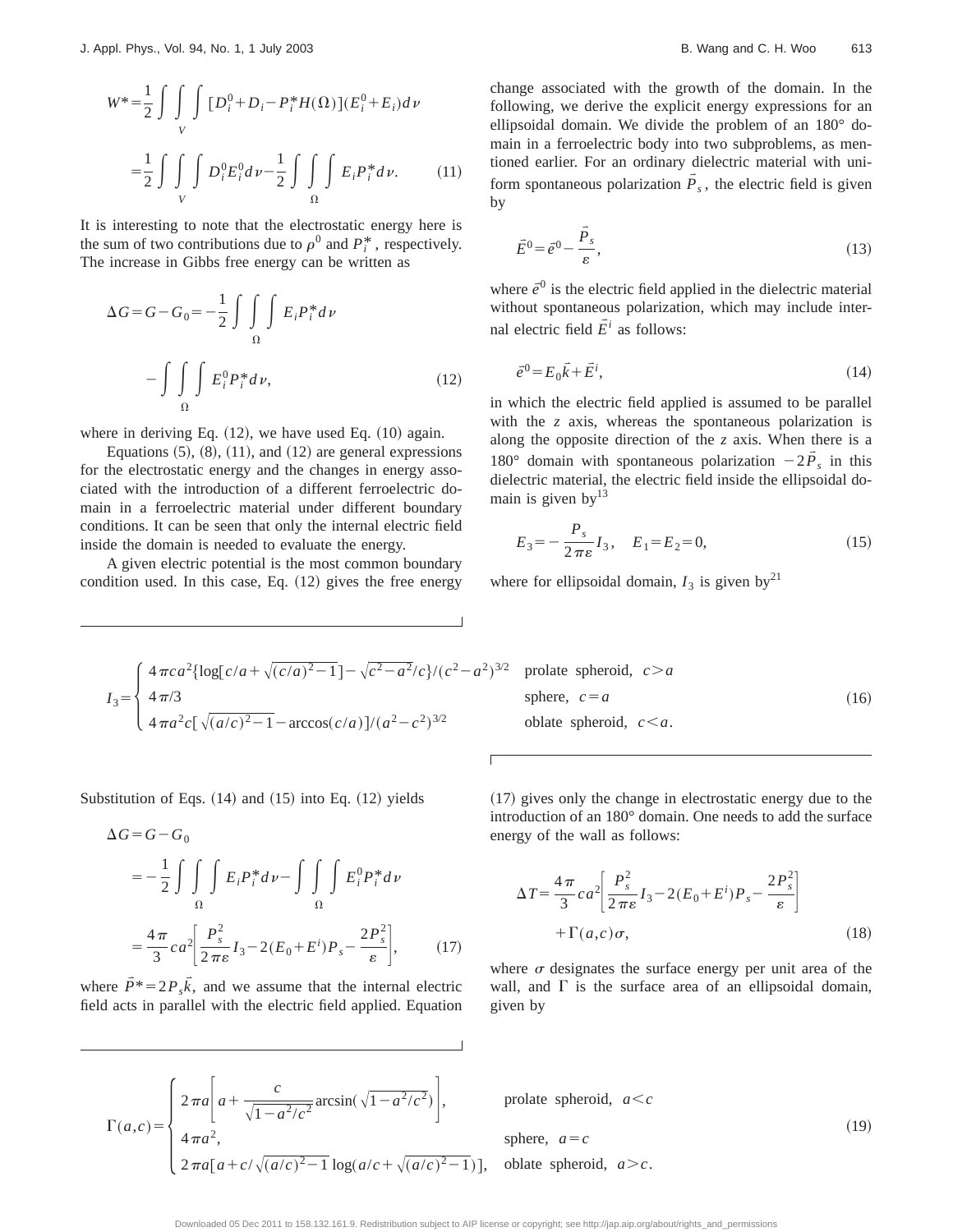$$W^{*}=\frac{1}{2}\int\int_{V}\int[D_{i}^{0}+D_{i}-P_{i}^{*}H(\Omega)](E_{i}^{0}+E_{i})d\nu$$

$$=\frac{1}{2}\int\int_{V}\int D_{i}^{0}E_{i}^{0}d\nu-\frac{1}{2}\int\int_{\Omega}\int E_{i}P_{i}^{*}d\nu. \qquad (11)$$

It is interesting to note that the electrostatic energy here is the sum of two contributions due to $\rho^0$ and $P_i^*$, respectively. The increase in Gibbs free energy can be written as

$$\Delta G=G-G_{0}=-\frac{1}{2}\int\int_{\Omega}\int E_{i}P_{i}^{*}d\nu-\int\int_{\Omega}\int E_{i}^{0}P_{i}^{*}d\nu, \qquad (12)$$

where in deriving Eq. (12), we have used Eq. (10) again.

Equations (5), (8), (11), and (12) are general expressions for the electrostatic energy and the changes in energy associated with the introduction of a different ferroelectric domain in a ferroelectric material under different boundary conditions. It can be seen that only the internal electric field inside the domain is needed to evaluate the energy.

A given electric potential is the most common boundary condition used. In this case, Eq. (12) gives the free energy change associated with the growth of the domain. In the following, we derive the explicit energy expressions for an ellipsoidal domain. We divide the problem of an 180° domain in a ferroelectric body into two subproblems, as mentioned earlier. For an ordinary dielectric material with uniform spontaneous polarization $\vec{P}_s$, the electric field is given by

$$\vec{E}^{0}=\vec{e}^{0}-\frac{\vec{P}_{s}}{\varepsilon}, \qquad (13)$$

where $\vec{e}^0$ is the electric field applied in the dielectric material without spontaneous polarization, which may include internal electric field $\vec{E}^i$ as follows:

$$\vec{e}^{0}=E_{0}\vec{k}+\vec{E}^{i}, \qquad (14)$$

in which the electric field applied is assumed to be parallel with the $z$ axis, whereas the spontaneous polarization is along the opposite direction of the $z$ axis. When there is a 180° domain with spontaneous polarization $-2\vec{P}_s$ in this dielectric material, the electric field inside the ellipsoidal domain is given by[13]

$$E_{3}=-\frac{P_{s}}{2\pi\varepsilon}I_{3},\quad E_{1}=E_{2}=0, \qquad (15)$$

where for ellipsoidal domain, $I_3$ is given by[21]

$$I_{3}=\begin{cases}4\pi ca^{2}\{\log[c/a+\sqrt{(c/a)^{2}-1}]-\sqrt{c^{2}-a^{2}}/c\}/(c^{2}-a^{2})^{3/2} & \text{prolate spheroid, } c>a\\ 4\pi/3 & \text{sphere, } c=a\\ 4\pi a^{2}c[\sqrt{(a/c)^{2}-1}-\arccos(c/a)]/(a^{2}-c^{2})^{3/2} & \text{oblate spheroid, } c<a.\end{cases} \qquad (16)$$

Substitution of Eqs. (14) and (15) into Eq. (12) yields

$$\Delta G=G-G_{0}$$

$$=-\frac{1}{2}\int\int_{\Omega}\int E_{i}P_{i}^{*}d\nu-\int\int_{\Omega}\int E_{i}^{0}P_{i}^{*}d\nu$$

$$=\frac{4\pi}{3}ca^{2}\left[\frac{P_{s}^{2}}{2\pi\varepsilon}I_{3}-2(E_{0}+E^{i})P_{s}-\frac{2P_{s}^{2}}{\varepsilon}\right], \qquad (17)$$

where $\vec{P}^*=2P_s\vec{k}$, and we assume that the internal electric field acts in parallel with the electric field applied. Equation (17) gives only the change in electrostatic energy due to the introduction of an 180° domain. One needs to add the surface energy of the wall as follows:

$$\Delta T=\frac{4\pi}{3}ca^{2}\left[\frac{P_{s}^{2}}{2\pi\varepsilon}I_{3}-2(E_{0}+E^{i})P_{s}-\frac{2P_{s}^{2}}{\varepsilon}\right]+\Gamma(a,c)\sigma, \qquad (18)$$

where $\sigma$ designates the surface energy per unit area of the wall, and $\Gamma$ is the surface area of an ellipsoidal domain, given by

$$\Gamma(a,c)=\begin{cases}2\pi a\left[a+\dfrac{c}{\sqrt{1-a^{2}/c^{2}}}\arcsin(\sqrt{1-a^{2}/c^{2}})\right], & \text{prolate spheroid, } a<c\\ 4\pi a^{2}, & \text{sphere, } a=c\\ 2\pi a[a+c/\sqrt{(a/c)^{2}-1}\log(a/c+\sqrt{(a/c)^{2}-1})], & \text{oblate spheroid, } a>c.\end{cases} \qquad (19)$$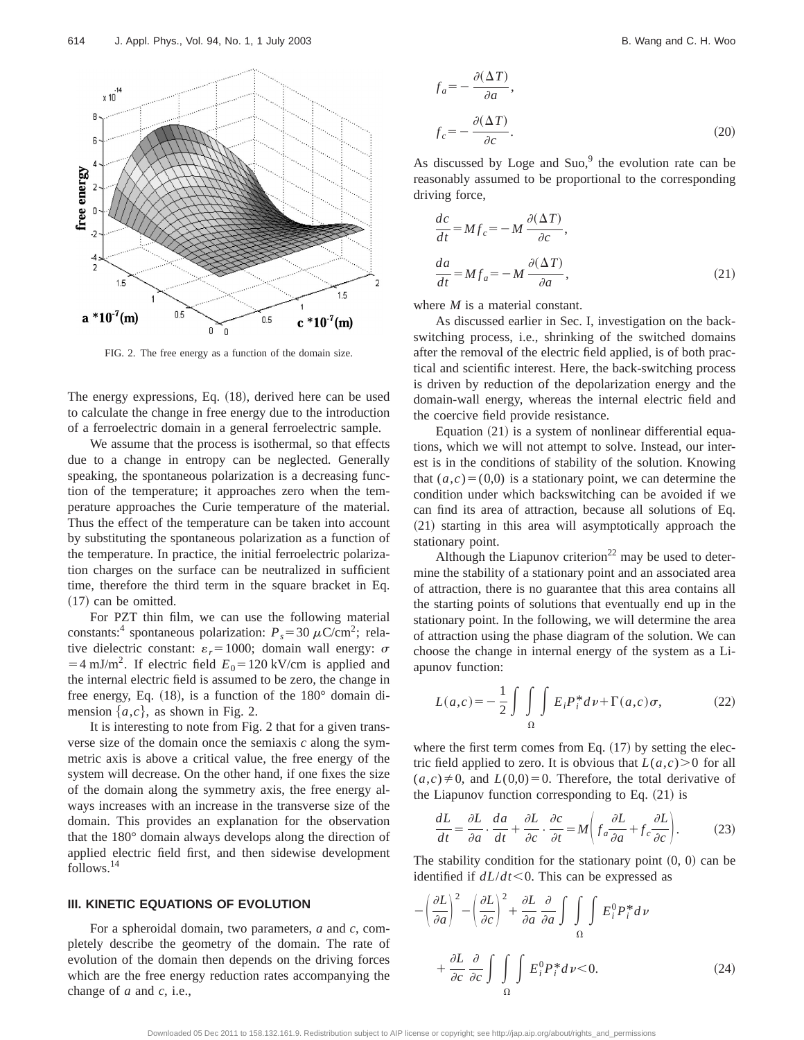FIG. 2. The free energy as a function of the domain size.

The energy expressions, Eq. (18), derived here can be used to calculate the change in free energy due to the introduction of a ferroelectric domain in a general ferroelectric sample.

We assume that the process is isothermal, so that effects due to a change in entropy can be neglected. Generally speaking, the spontaneous polarization is a decreasing function of the temperature; it approaches zero when the temperature approaches the Curie temperature of the material. Thus the effect of the temperature can be taken into account by substituting the spontaneous polarization as a function of the temperature. In practice, the initial ferroelectric polarization charges on the surface can be neutralized in sufficient time, therefore the third term in the square bracket in Eq. (17) can be omitted.

For PZT thin film, we can use the following material constants:[4] spontaneous polarization: $P_s = 30\ \mu\text{C/cm}^2$; relative dielectric constant: $\varepsilon_r = 1000$; domain wall energy: $\sigma = 4\ \text{mJ/m}^2$. If electric field $E_0 = 120\ \text{kV/cm}$ is applied and the internal electric field is assumed to be zero, the change in free energy, Eq. (18), is a function of the 180° domain dimension $\{a, c\}$, as shown in Fig. 2.

It is interesting to note from Fig. 2 that for a given transverse size of the domain once the semiaxis $c$ along the symmetric axis is above a critical value, the free energy of the system will decrease. On the other hand, if one fixes the size of the domain along the symmetry axis, the free energy always increases with an increase in the transverse size of the domain. This provides an explanation for the observation that the 180° domain always develops along the direction of applied electric field first, and then sidewise development follows.[14]

## III. KINETIC EQUATIONS OF EVOLUTION

For a spheroidal domain, two parameters, $a$ and $c$, completely describe the geometry of the domain. The rate of evolution of the domain then depends on the driving forces which are the free energy reduction rates accompanying the change of $a$ and $c$, i.e.,

$$f_a = -\frac{\partial(\Delta T)}{\partial a},$$
$$f_c = -\frac{\partial(\Delta T)}{\partial c}. \tag{20}$$

As discussed by Loge and Suo,[9] the evolution rate can be reasonably assumed to be proportional to the corresponding driving force,

$$\frac{dc}{dt} = M f_c = -M \frac{\partial(\Delta T)}{\partial c},$$
$$\frac{da}{dt} = M f_a = -M \frac{\partial(\Delta T)}{\partial a}, \tag{21}$$

where $M$ is a material constant.

As discussed earlier in Sec. I, investigation on the back-switching process, i.e., shrinking of the switched domains after the removal of the electric field applied, is of both practical and scientific interest. Here, the back-switching process is driven by reduction of the depolarization energy and the domain-wall energy, whereas the internal electric field and the coercive field provide resistance.

Equation (21) is a system of nonlinear differential equations, which we will not attempt to solve. Instead, our interest is in the conditions of stability of the solution. Knowing that $(a,c) = (0,0)$ is a stationary point, we can determine the condition under which backswitching can be avoided if we can find its area of attraction, because all solutions of Eq. (21) starting in this area will asymptotically approach the stationary point.

Although the Liapunov criterion[22] may be used to determine the stability of a stationary point and an associated area of attraction, there is no guarantee that this area contains all the starting points of solutions that eventually end up in the stationary point. In the following, we will determine the area of attraction using the phase diagram of the solution. We can choose the change in internal energy of the system as a Liapunov function:

$$L(a,c) = -\frac{1}{2} \int\int\int_{\Omega} E_i P_i^* d\nu + \Gamma(a,c)\sigma, \tag{22}$$

where the first term comes from Eq. (17) by setting the electric field applied to zero. It is obvious that $L(a,c) > 0$ for all $(a,c) \neq 0$, and $L(0,0) = 0$. Therefore, the total derivative of the Liapunov function corresponding to Eq. (21) is

$$\frac{dL}{dt} = \frac{\partial L}{\partial a} \cdot \frac{da}{dt} + \frac{\partial L}{\partial c} \cdot \frac{\partial c}{\partial t} = M\left( f_a \frac{\partial L}{\partial a} + f_c \frac{\partial L}{\partial c} \right). \tag{23}$$

The stability condition for the stationary point (0, 0) can be identified if $dL/dt < 0$. This can be expressed as

$$-\left(\frac{\partial L}{\partial a}\right)^2 - \left(\frac{\partial L}{\partial c}\right)^2 + \frac{\partial L}{\partial a}\frac{\partial}{\partial a} \int\int\int_{\Omega} E_i^0 P_i^* d\nu + \frac{\partial L}{\partial c}\frac{\partial}{\partial c} \int\int\int_{\Omega} E_i^0 P_i^* d\nu < 0. \tag{24}$$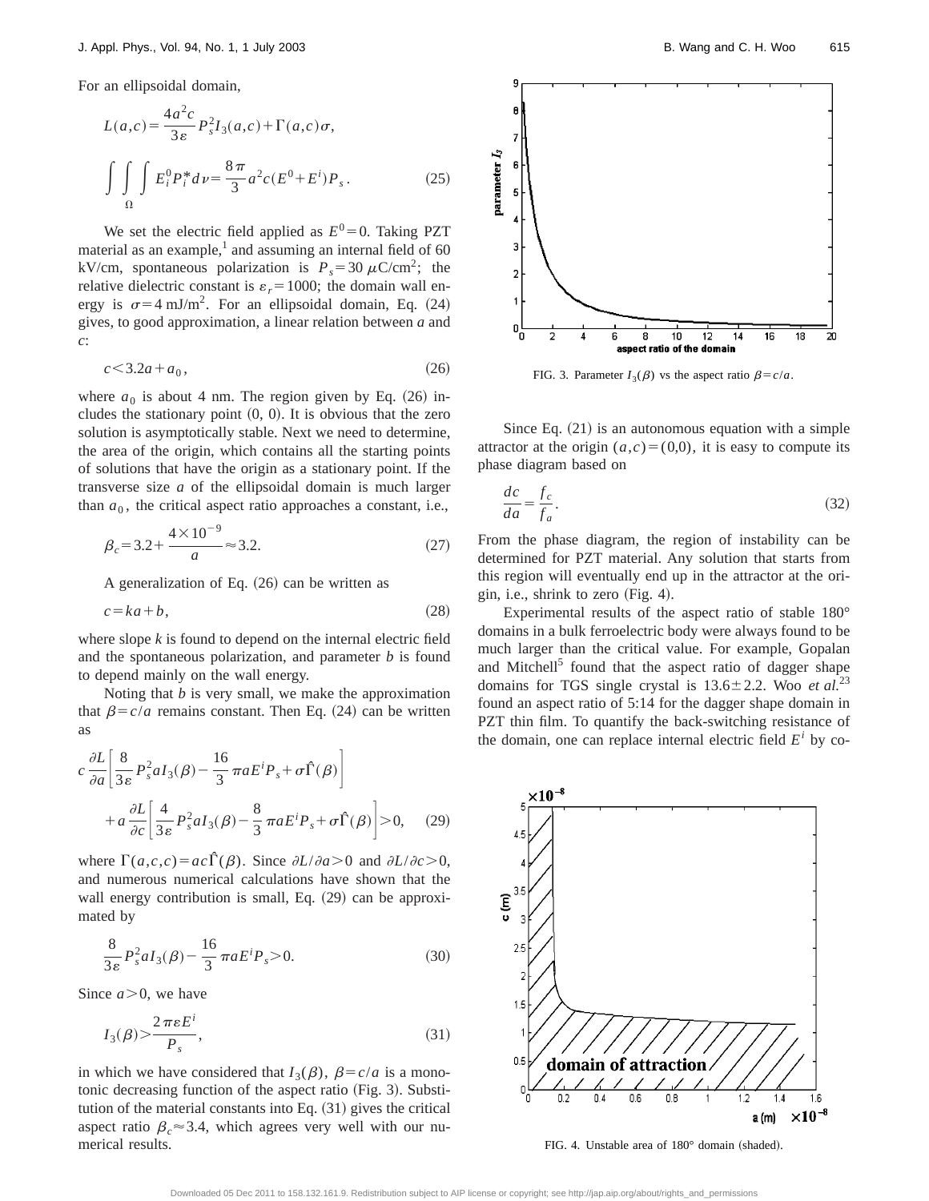For an ellipsoidal domain,

$$L(a,c)=\frac{4a^2c}{3\varepsilon}P_s^2 I_3(a,c)+\Gamma(a,c)\sigma,$$

$$\int\int_{\Omega}\int E_i^0 P_i^* d\nu=\frac{8\pi}{3}a^2c(E^0+E^i)P_s. \tag{25}$$

We set the electric field applied as $E^0=0$. Taking PZT material as an example,[1] and assuming an internal field of 60 kV/cm, spontaneous polarization is $P_s=30\ \mu\text{C/cm}^2$; the relative dielectric constant is $\varepsilon_r=1000$; the domain wall energy is $\sigma=4\ \text{mJ/m}^2$. For an ellipsoidal domain, Eq. (24) gives, to good approximation, a linear relation between $a$ and $c$:

$$c<3.2a+a_0, \tag{26}$$

where $a_0$ is about 4 nm. The region given by Eq. (26) includes the stationary point (0, 0). It is obvious that the zero solution is asymptotically stable. Next we need to determine, the area of the origin, which contains all the starting points of solutions that have the origin as a stationary point. If the transverse size $a$ of the ellipsoidal domain is much larger than $a_0$, the critical aspect ratio approaches a constant, i.e.,

$$\beta_c=3.2+\frac{4\times10^{-9}}{a}\approx3.2. \tag{27}$$

A generalization of Eq. (26) can be written as

$$c=ka+b, \tag{28}$$

where slope $k$ is found to depend on the internal electric field and the spontaneous polarization, and parameter $b$ is found to depend mainly on the wall energy.

Noting that $b$ is very small, we make the approximation that $\beta=c/a$ remains constant. Then Eq. (24) can be written as

$$c\frac{\partial L}{\partial a}\left[\frac{8}{3\varepsilon}P_s^2 aI_3(\beta)-\frac{16}{3}\pi aE^iP_s+\sigma\hat{\Gamma}(\beta)\right]+a\frac{\partial L}{\partial c}\left[\frac{4}{3\varepsilon}P_s^2aI_3(\beta)-\frac{8}{3}\pi aE^iP_s+\sigma\hat{\Gamma}(\beta)\right]>0, \tag{29}$$

where $\Gamma(a,c,c)=ac\hat{\Gamma}(\beta)$. Since $\partial L/\partial a>0$ and $\partial L/\partial c>0$, and numerous numerical calculations have shown that the wall energy contribution is small, Eq. (29) can be approximated by

$$\frac{8}{3\varepsilon}P_s^2aI_3(\beta)-\frac{16}{3}\pi aE^iP_s>0. \tag{30}$$

Since $a>0$, we have

$$I_3(\beta)>\frac{2\pi\varepsilon E^i}{P_s}, \tag{31}$$

in which we have considered that $I_3(\beta)$, $\beta=c/a$ is a monotonic decreasing function of the aspect ratio (Fig. 3). Substitution of the material constants into Eq. (31) gives the critical aspect ratio $\beta_c\approx3.4$, which agrees very well with our numerical results.

FIG. 3. Parameter $I_3(\beta)$ vs the aspect ratio $\beta=c/a$.

Since Eq. (21) is an autonomous equation with a simple attractor at the origin $(a,c)=(0,0)$, it is easy to compute its phase diagram based on

$$\frac{dc}{da}=\frac{f_c}{f_a}. \tag{32}$$

From the phase diagram, the region of instability can be determined for PZT material. Any solution that starts from this region will eventually end up in the attractor at the origin, i.e., shrink to zero (Fig. 4).

Experimental results of the aspect ratio of stable 180° domains in a bulk ferroelectric body were always found to be much larger than the critical value. For example, Gopalan and Mitchell[5] found that the aspect ratio of dagger shape domains for TGS single crystal is $13.6\pm2.2$. Woo *et al.*[23] found an aspect ratio of 5:14 for the dagger shape domain in PZT thin film. To quantify the back-switching resistance of the domain, one can replace internal electric field $E^i$ by co-

FIG. 4. Unstable area of 180° domain (shaded).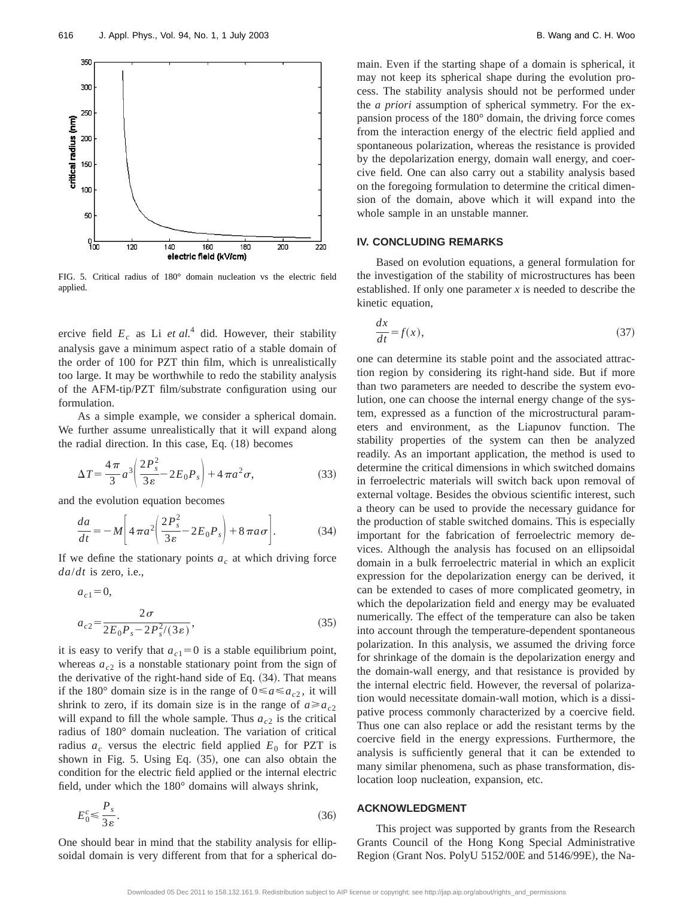FIG. 5. Critical radius of 180° domain nucleation vs the electric field applied.

ercive field $E_c$ as Li *et al.*[4] did. However, their stability analysis gave a minimum aspect ratio of a stable domain of the order of 100 for PZT thin film, which is unrealistically too large. It may be worthwhile to redo the stability analysis of the AFM-tip/PZT film/substrate configuration using our formulation.

As a simple example, we consider a spherical domain. We further assume unrealistically that it will expand along the radial direction. In this case, Eq. (18) becomes

$$\Delta T = \frac{4\pi}{3} a^3 \left( \frac{2P_s^2}{3\varepsilon} - 2E_0 P_s \right) + 4\pi a^2 \sigma, \tag{33}$$

and the evolution equation becomes

$$\frac{da}{dt} = -M \left[ 4\pi a^2 \left( \frac{2P_s^2}{3\varepsilon} - 2E_0 P_s \right) + 8\pi a \sigma \right]. \tag{34}$$

If we define the stationary points $a_c$ at which driving force $da/dt$ is zero, i.e.,

$$a_{c1} = 0,$$

$$a_{c2} = \frac{2\sigma}{2E_0 P_s - 2P_s^2/(3\varepsilon)}, \tag{35}$$

it is easy to verify that $a_{c1} = 0$ is a stable equilibrium point, whereas $a_{c2}$ is a nonstable stationary point from the sign of the derivative of the right-hand side of Eq. (34). That means if the 180° domain size is in the range of $0 \leqslant a \leqslant a_{c2}$, it will shrink to zero, if its domain size is in the range of $a \geqslant a_{c2}$ will expand to fill the whole sample. Thus $a_{c2}$ is the critical radius of 180° domain nucleation. The variation of critical radius $a_c$ versus the electric field applied $E_0$ for PZT is shown in Fig. 5. Using Eq. (35), one can also obtain the condition for the electric field applied or the internal electric field, under which the 180° domains will always shrink,

$$E_0^c \leqslant \frac{P_s}{3\varepsilon}. \tag{36}$$

One should bear in mind that the stability analysis for ellipsoidal domain is very different from that for a spherical domain. Even if the starting shape of a domain is spherical, it may not keep its spherical shape during the evolution process. The stability analysis should not be performed under the *a priori* assumption of spherical symmetry. For the expansion process of the 180° domain, the driving force comes from the interaction energy of the electric field applied and spontaneous polarization, whereas the resistance is provided by the depolarization energy, domain wall energy, and coercive field. One can also carry out a stability analysis based on the foregoing formulation to determine the critical dimension of the domain, above which it will expand into the whole sample in an unstable manner.

## IV. CONCLUDING REMARKS

Based on evolution equations, a general formulation for the investigation of the stability of microstructures has been established. If only one parameter $x$ is needed to describe the kinetic equation,

$$\frac{dx}{dt} = f(x), \tag{37}$$

one can determine its stable point and the associated attraction region by considering its right-hand side. But if more than two parameters are needed to describe the system evolution, one can choose the internal energy change of the system, expressed as a function of the microstructural parameters and environment, as the Liapunov function. The stability properties of the system can then be analyzed readily. As an important application, the method is used to determine the critical dimensions in which switched domains in ferroelectric materials will switch back upon removal of external voltage. Besides the obvious scientific interest, such a theory can be used to provide the necessary guidance for the production of stable switched domains. This is especially important for the fabrication of ferroelectric memory devices. Although the analysis has focused on an ellipsoidal domain in a bulk ferroelectric material in which an explicit expression for the depolarization energy can be derived, it can be extended to cases of more complicated geometry, in which the depolarization field and energy may be evaluated numerically. The effect of the temperature can also be taken into account through the temperature-dependent spontaneous polarization. In this analysis, we assumed the driving force for shrinkage of the domain is the depolarization energy and the domain-wall energy, and that resistance is provided by the internal electric field. However, the reversal of polarization would necessitate domain-wall motion, which is a dissipative process commonly characterized by a coercive field. Thus one can also replace or add the resistant terms by the coercive field in the energy expressions. Furthermore, the analysis is sufficiently general that it can be extended to many similar phenomena, such as phase transformation, dislocation loop nucleation, expansion, etc.

## ACKNOWLEDGMENT

This project was supported by grants from the Research Grants Council of the Hong Kong Special Administrative Region (Grant Nos. PolyU 5152/00E and 5146/99E), the Na-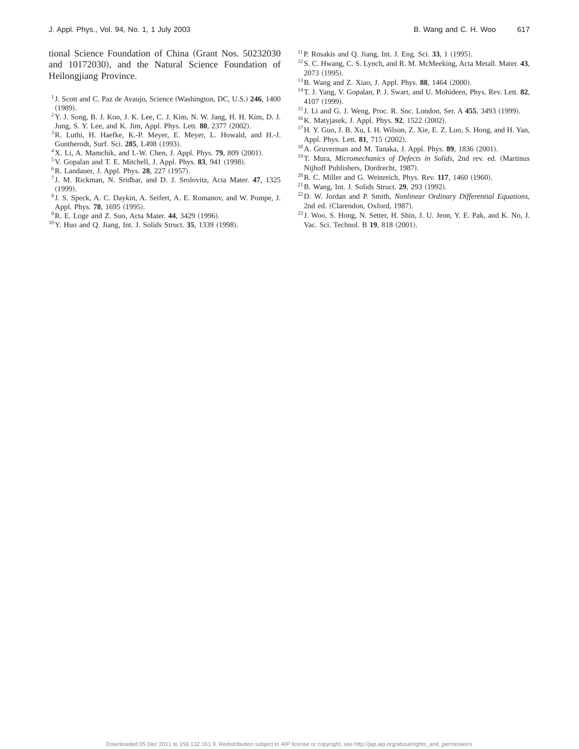tional Science Foundation of China (Grant Nos. 50232030 and 10172030), and the Natural Science Foundation of Heilongjiang Province.

[1] J. Scott and C. Paz de Avaujo, Science (Washington, DC, U.S.) **246**, 1400 (1989).
[2] Y. J. Song, B. J. Koo, J. K. Lee, C. J. Kim, N. W. Jang, H. H. Kim, D. J. Jung, S. Y. Lee, and K. Jim, Appl. Phys. Lett. **80**, 2377 (2002).
[3] R. Luthi, H. Haefke, K.-P. Meyer, E. Meyer, L. Howald, and H.-J. Guntherodt, Surf. Sci. **285**, L498 (1993).
[4] X. Li, A. Mamchik, and I.-W. Chen, J. Appl. Phys. **79**, 809 (2001).
[5] V. Gopalan and T. E. Mitchell, J. Appl. Phys. **83**, 941 (1998).
[6] R. Landauer, J. Appl. Phys. **28**, 227 (1957).
[7] J. M. Rickman, N. Sridhar, and D. J. Srolovitz, Acta Mater. **47**, 1325 (1999).
[8] J. S. Speck, A. C. Daykin, A. Seifert, A. E. Romanov, and W. Pompe, J. Appl. Phys. **78**, 1695 (1995).
[9] R. E. Loge and Z. Suo, Acta Mater. **44**, 3429 (1996).
[10] Y. Huo and Q. Jiang, Int. J. Solids Struct. **35**, 1339 (1998).
[11] P. Rosakis and Q. Jiang, Int. J. Eng. Sci. **33**, 1 (1995).
[12] S. C. Hwang, C. S. Lynch, and R. M. McMeeking, Acta Metall. Mater. **43**, 2073 (1995).
[13] B. Wang and Z. Xiao, J. Appl. Phys. **88**, 1464 (2000).
[14] T. J. Yang, V. Gopalan, P. J. Swart, and U. Mohideen, Phys. Rev. Lett. **82**, 4107 (1999).
[15] J. Li and G. J. Weng, Proc. R. Soc. London, Ser. A **455**, 3493 (1999).
[16] K. Matyjasek, J. Appl. Phys. **92**, 1522 (2002).
[17] H. Y. Guo, J. B. Xu, I. H. Wilson, Z. Xie, E. Z. Luo, S. Hong, and H. Yan, Appl. Phys. Lett. **81**, 715 (2002).
[18] A. Gruverman and M. Tanaka, J. Appl. Phys. **89**, 1836 (2001).
[19] T. Mura, *Micromechanics of Defects in Solids*, 2nd rev. ed. (Martinus Nijhoff Publishers, Dordrecht, 1987).
[20] R. C. Miller and G. Weinreich, Phys. Rev. **117**, 1460 (1960).
[21] B. Wang, Int. J. Solids Struct. **29**, 293 (1992).
[22] D. W. Jordan and P. Smith, *Nonlinear Ordinary Differential Equations*, 2nd ed. (Clarendon, Oxford, 1987).
[23] J. Woo, S. Hong, N. Setter, H. Shin, J. U. Jeon, Y. E. Pak, and K. No, J. Vac. Sci. Technol. B **19**, 818 (2001).